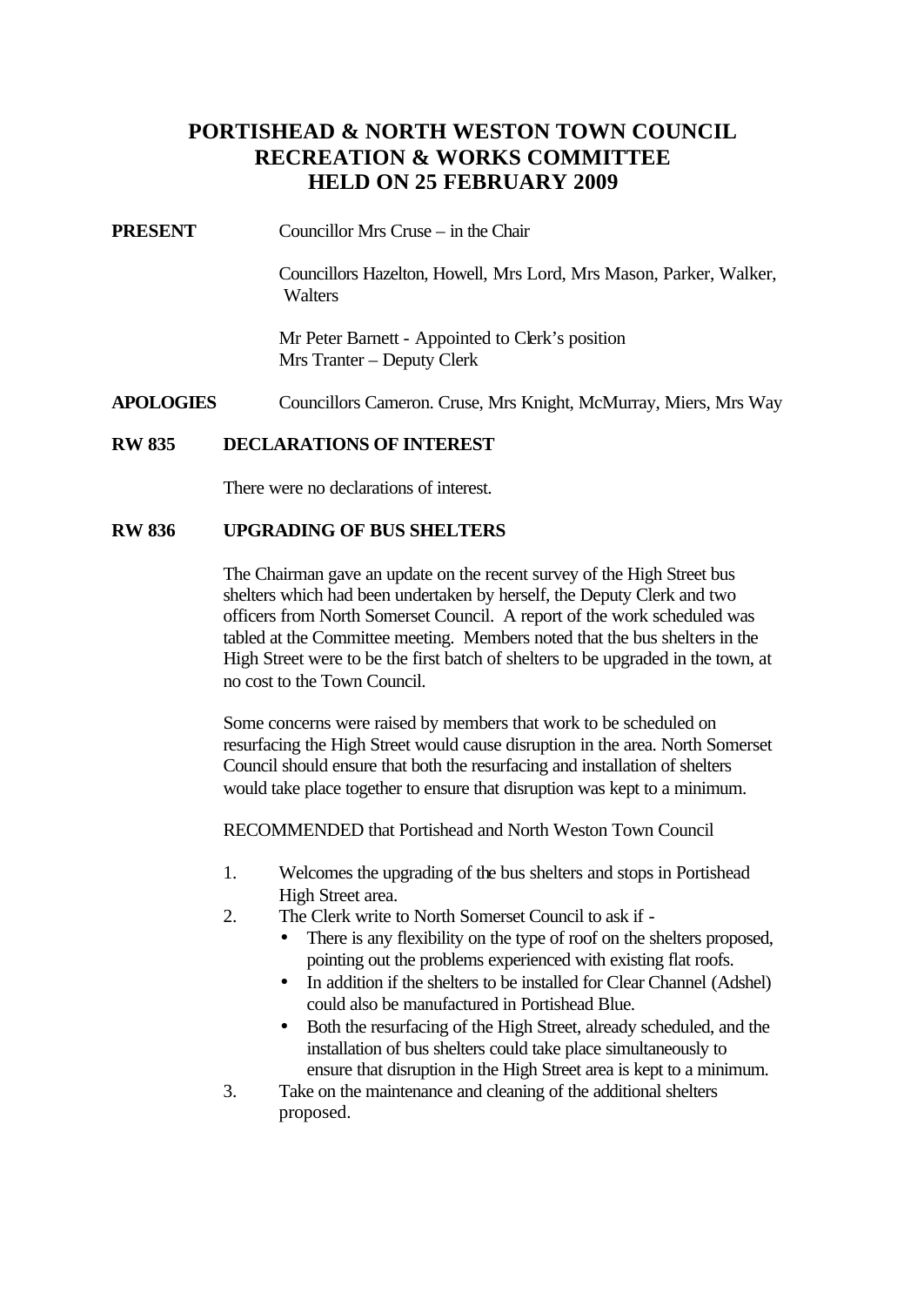# PORTISHEAD & NORTH WESTON TOWN COUNCIL
# RECREATION & WORKS COMMITTEE
# HELD ON 25 FEBRUARY 2009

**PRESENT** Councillor Mrs Cruse – in the Chair

Councillors Hazelton, Howell, Mrs Lord, Mrs Mason, Parker, Walker, Walters

Mr Peter Barnett - Appointed to Clerk's position
Mrs Tranter – Deputy Clerk

**APOLOGIES** Councillors Cameron. Cruse, Mrs Knight, McMurray, Miers, Mrs Way

**RW 835 DECLARATIONS OF INTEREST**

There were no declarations of interest.

**RW 836 UPGRADING OF BUS SHELTERS**

The Chairman gave an update on the recent survey of the High Street bus shelters which had been undertaken by herself, the Deputy Clerk and two officers from North Somerset Council. A report of the work scheduled was tabled at the Committee meeting. Members noted that the bus shelters in the High Street were to be the first batch of shelters to be upgraded in the town, at no cost to the Town Council.

Some concerns were raised by members that work to be scheduled on resurfacing the High Street would cause disruption in the area. North Somerset Council should ensure that both the resurfacing and installation of shelters would take place together to ensure that disruption was kept to a minimum.

RECOMMENDED that Portishead and North Weston Town Council

1. Welcomes the upgrading of the bus shelters and stops in Portishead High Street area.
2. The Clerk write to North Somerset Council to ask if -
   - There is any flexibility on the type of roof on the shelters proposed, pointing out the problems experienced with existing flat roofs.
   - In addition if the shelters to be installed for Clear Channel (Adshel) could also be manufactured in Portishead Blue.
   - Both the resurfacing of the High Street, already scheduled, and the installation of bus shelters could take place simultaneously to ensure that disruption in the High Street area is kept to a minimum.
3. Take on the maintenance and cleaning of the additional shelters proposed.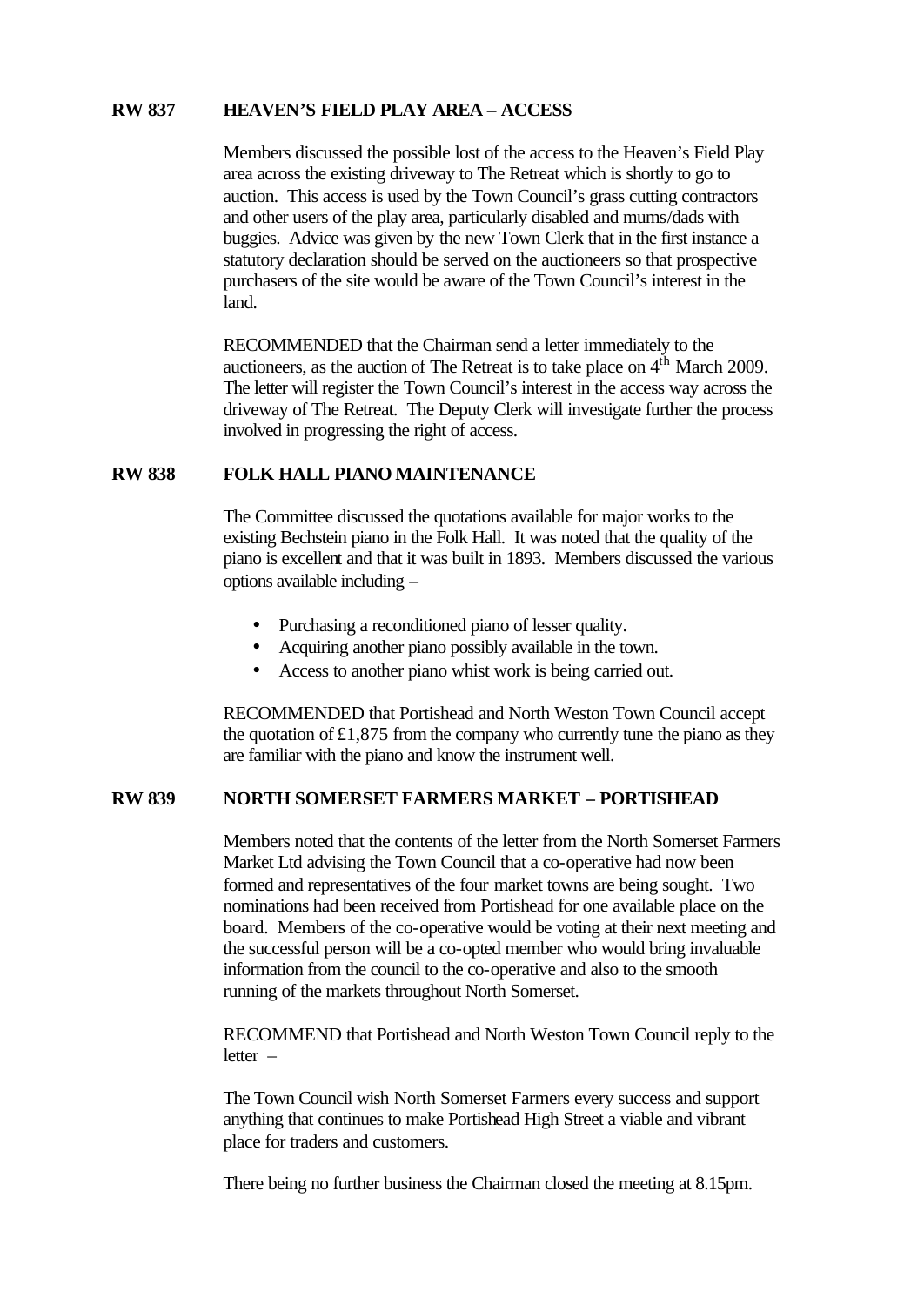## RW 837 HEAVEN'S FIELD PLAY AREA – ACCESS

Members discussed the possible lost of the access to the Heaven's Field Play area across the existing driveway to The Retreat which is shortly to go to auction. This access is used by the Town Council's grass cutting contractors and other users of the play area, particularly disabled and mums/dads with buggies. Advice was given by the new Town Clerk that in the first instance a statutory declaration should be served on the auctioneers so that prospective purchasers of the site would be aware of the Town Council's interest in the land.

RECOMMENDED that the Chairman send a letter immediately to the auctioneers, as the auction of The Retreat is to take place on 4th March 2009. The letter will register the Town Council's interest in the access way across the driveway of The Retreat. The Deputy Clerk will investigate further the process involved in progressing the right of access.

## RW 838 FOLK HALL PIANO MAINTENANCE

The Committee discussed the quotations available for major works to the existing Bechstein piano in the Folk Hall. It was noted that the quality of the piano is excellent and that it was built in 1893. Members discussed the various options available including –

- Purchasing a reconditioned piano of lesser quality.
- Acquiring another piano possibly available in the town.
- Access to another piano whist work is being carried out.

RECOMMENDED that Portishead and North Weston Town Council accept the quotation of £1,875 from the company who currently tune the piano as they are familiar with the piano and know the instrument well.

## RW 839 NORTH SOMERSET FARMERS MARKET – PORTISHEAD

Members noted that the contents of the letter from the North Somerset Farmers Market Ltd advising the Town Council that a co-operative had now been formed and representatives of the four market towns are being sought. Two nominations had been received from Portishead for one available place on the board. Members of the co-operative would be voting at their next meeting and the successful person will be a co-opted member who would bring invaluable information from the council to the co-operative and also to the smooth running of the markets throughout North Somerset.

RECOMMEND that Portishead and North Weston Town Council reply to the letter –

The Town Council wish North Somerset Farmers every success and support anything that continues to make Portishead High Street a viable and vibrant place for traders and customers.

There being no further business the Chairman closed the meeting at 8.15pm.